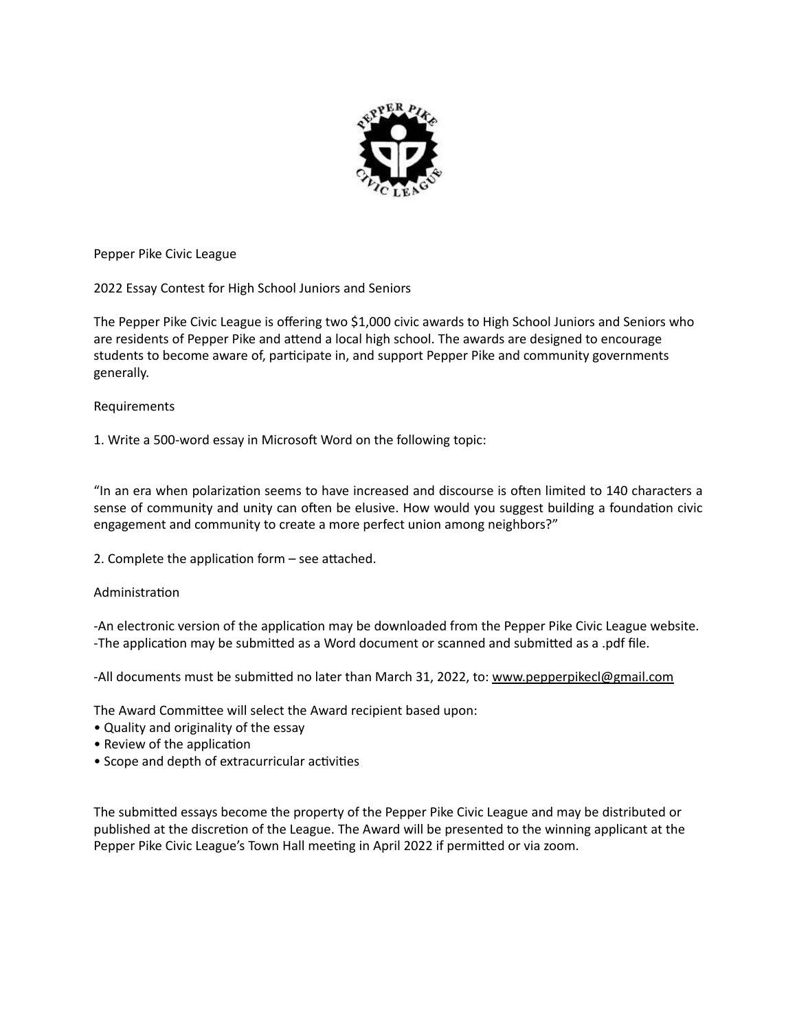Pepper Pike Civic League

2022 Essay Contest for High School Juniors and Seniors

The Pepper Pike Civic League is offering two $1,000 civic awards to High School Juniors and Seniors who are residents of Pepper Pike and attend a local high school. The awards are designed to encourage students to become aware of, participate in, and support Pepper Pike and community governments generally.

Requirements

1. Write a 500-word essay in Microsoft Word on the following topic:

"In an era when polarization seems to have increased and discourse is often limited to 140 characters a sense of community and unity can often be elusive. How would you suggest building a foundation civic engagement and community to create a more perfect union among neighbors?"

2. Complete the application form – see attached.

Administration

-An electronic version of the application may be downloaded from the Pepper Pike Civic League website.
-The application may be submitted as a Word document or scanned and submitted as a .pdf file.

-All documents must be submitted no later than March 31, 2022, to: www.pepperpikecl@gmail.com

The Award Committee will select the Award recipient based upon:

- Quality and originality of the essay
- Review of the application
- Scope and depth of extracurricular activities

The submitted essays become the property of the Pepper Pike Civic League and may be distributed or published at the discretion of the League. The Award will be presented to the winning applicant at the Pepper Pike Civic League's Town Hall meeting in April 2022 if permitted or via zoom.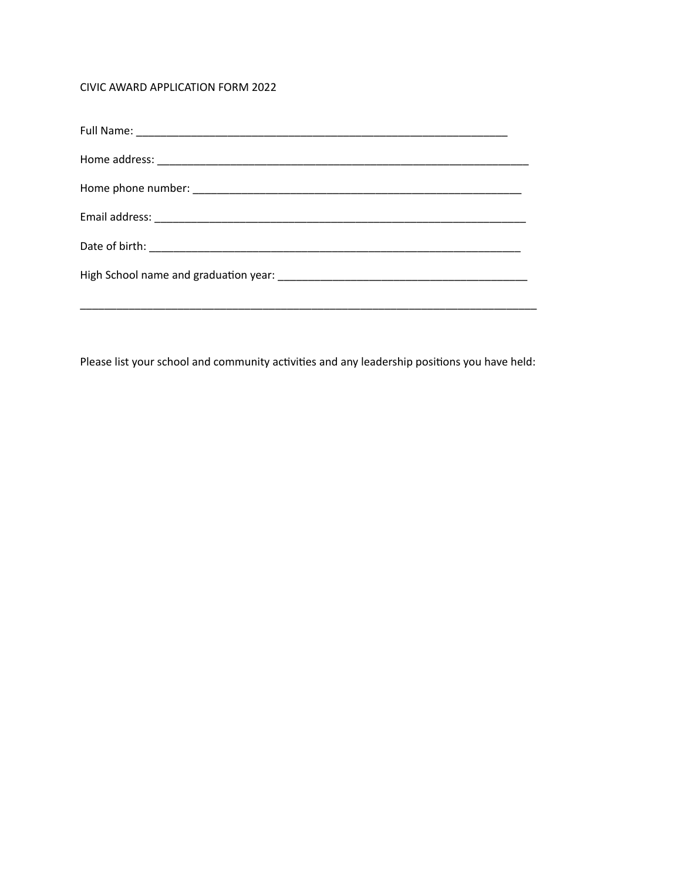CIVIC AWARD APPLICATION FORM 2022

Full Name: ____________________________________________________________

Home address: ____________________________________________________________

Home phone number: ______________________________________________________

Email address: ____________________________________________________________

Date of birth: ____________________________________________________________

High School name and graduation year: ________________________________________

______________________________________________________________________________

Please list your school and community activities and any leadership positions you have held: